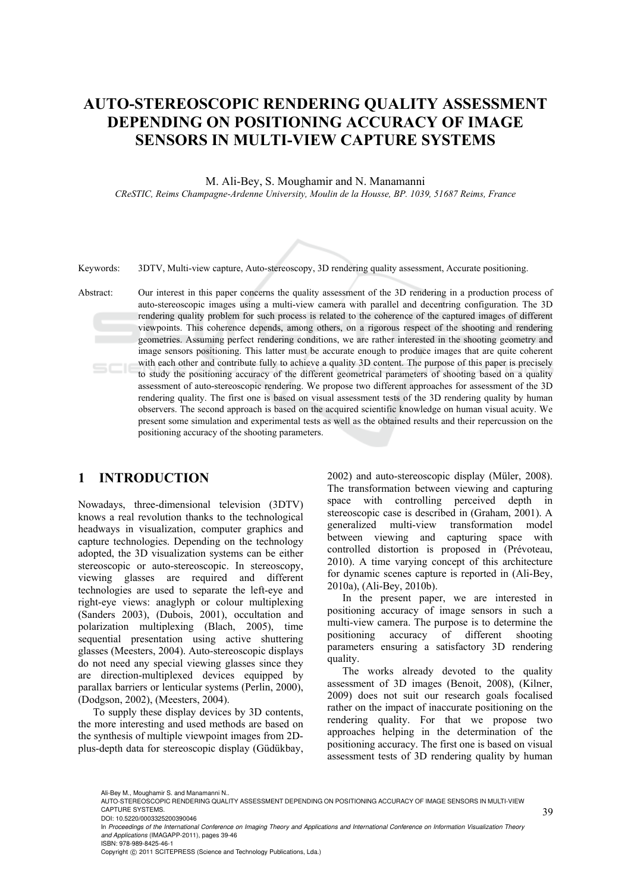# AUTO-STEREOSCOPIC RENDERING QUALITY ASSESSMENT DEPENDING ON POSITIONING ACCURACY OF IMAGE SENSORS IN MULTI-VIEW CAPTURE SYSTEMS

M. Ali-Bey, S. Moughamir and N. Manamanni

*CReSTIC, Reims Champagne-Ardenne University, Moulin de la Housse, BP. 1039, 51687 Reims, France*

Keywords: 3DTV, Multi-view capture, Auto-stereoscopy, 3D rendering quality assessment, Accurate positioning.

Abstract: Our interest in this paper concerns the quality assessment of the 3D rendering in a production process of auto-stereoscopic images using a multi-view camera with parallel and decentring configuration. The 3D rendering quality problem for such process is related to the coherence of the captured images of different viewpoints. This coherence depends, among others, on a rigorous respect of the shooting and rendering geometries. Assuming perfect rendering conditions, we are rather interested in the shooting geometry and image sensors positioning. This latter must be accurate enough to produce images that are quite coherent with each other and contribute fully to achieve a quality 3D content. The purpose of this paper is precisely to study the positioning accuracy of the different geometrical parameters of shooting based on a quality assessment of auto-stereoscopic rendering. We propose two different approaches for assessment of the 3D rendering quality. The first one is based on visual assessment tests of the 3D rendering quality by human observers. The second approach is based on the acquired scientific knowledge on human visual acuity. We present some simulation and experimental tests as well as the obtained results and their repercussion on the positioning accuracy of the shooting parameters.

## 1 INTRODUCTION

Nowadays, three-dimensional television (3DTV) knows a real revolution thanks to the technological headways in visualization, computer graphics and capture technologies. Depending on the technology adopted, the 3D visualization systems can be either stereoscopic or auto-stereoscopic. In stereoscopy, viewing glasses are required and different technologies are used to separate the left-eye and right-eye views: anaglyph or colour multiplexing (Sanders 2003), (Dubois, 2001), occultation and polarization multiplexing (Blach, 2005), time sequential presentation using active shuttering glasses (Meesters, 2004). Auto-stereoscopic displays do not need any special viewing glasses since they are direction-multiplexed devices equipped by parallax barriers or lenticular systems (Perlin, 2000), (Dodgson, 2002), (Meesters, 2004).

To supply these display devices by 3D contents, the more interesting and used methods are based on the synthesis of multiple viewpoint images from 2D-plus-depth data for stereoscopic display (Güdükbay, 2002) and auto-stereoscopic display (Müler, 2008). The transformation between viewing and capturing space with controlling perceived depth in stereoscopic case is described in (Graham, 2001). A generalized multi-view transformation model between viewing and capturing space with controlled distortion is proposed in (Prévoteau, 2010). A time varying concept of this architecture for dynamic scenes capture is reported in (Ali-Bey, 2010a), (Ali-Bey, 2010b).

In the present paper, we are interested in positioning accuracy of image sensors in such a multi-view camera. The purpose is to determine the positioning accuracy of different shooting parameters ensuring a satisfactory 3D rendering quality.

The works already devoted to the quality assessment of 3D images (Benoit, 2008), (Kilner, 2009) does not suit our research goals focalised rather on the impact of inaccurate positioning on the rendering quality. For that we propose two approaches helping in the determination of the positioning accuracy. The first one is based on visual assessment tests of 3D rendering quality by human

Ali-Bey M., Moughamir S. and Manamanni N..
AUTO-STEREOSCOPIC RENDERING QUALITY ASSESSMENT DEPENDING ON POSITIONING ACCURACY OF IMAGE SENSORS IN MULTI-VIEW CAPTURE SYSTEMS.
DOI: 10.5220/0003325200390046
In *Proceedings of the International Conference on Imaging Theory and Applications and International Conference on Information Visualization Theory and Applications* (IMAGAPP-2011), pages 39-46
ISBN: 978-989-8425-46-1
Copyright © 2011 SCITEPRESS (Science and Technology Publications, Lda.)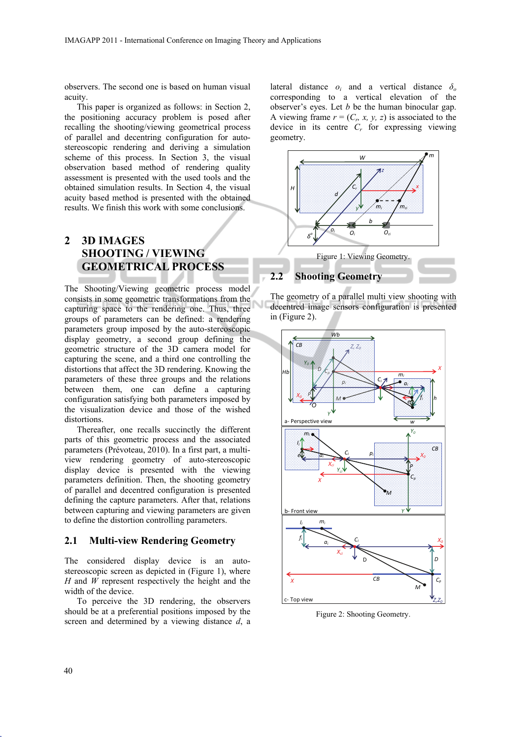observers. The second one is based on human visual acuity.

This paper is organized as follows: in Section 2, the positioning accuracy problem is posed after recalling the shooting/viewing geometrical process of parallel and decentring configuration for auto-stereoscopic rendering and deriving a simulation scheme of this process. In Section 3, the visual observation based method of rendering quality assessment is presented with the used tools and the obtained simulation results. In Section 4, the visual acuity based method is presented with the obtained results. We finish this work with some conclusions.

## 2 3D IMAGES SHOOTING / VIEWING GEOMETRICAL PROCESS

The Shooting/Viewing geometric process model consists in some geometric transformations from the capturing space to the rendering one. Thus, three groups of parameters can be defined: a rendering parameters group imposed by the auto-stereoscopic display geometry, a second group defining the geometric structure of the 3D camera model for capturing the scene, and a third one controlling the distortions that affect the 3D rendering. Knowing the parameters of these three groups and the relations between them, one can define a capturing configuration satisfying both parameters imposed by the visualization device and those of the wished distortions.

Thereafter, one recalls succinctly the different parts of this geometric process and the associated parameters (Prévoteau, 2010). In a first part, a multi-view rendering geometry of auto-stereoscopic display device is presented with the viewing parameters definition. Then, the shooting geometry of parallel and decentred configuration is presented defining the capture parameters. After that, relations between capturing and viewing parameters are given to define the distortion controlling parameters.

### 2.1 Multi-view Rendering Geometry

The considered display device is an auto-stereoscopic screen as depicted in (Figure 1), where $H$ and $W$ represent respectively the height and the width of the device.

To perceive the 3D rendering, the observers should be at a preferential positions imposed by the screen and determined by a viewing distance $d$, a lateral distance $o_i$ and a vertical distance $\delta_o$ corresponding to a vertical elevation of the observer's eyes. Let $b$ be the human binocular gap. A viewing frame $r = (C_r, x, y, z)$ is associated to the device in its centre $C_r$ for expressing viewing geometry.

Figure 1: Viewing Geometry.

### 2.2 Shooting Geometry

The geometry of a parallel multi view shooting with decentred image sensors configuration is presented in (Figure 2).

Figure 2: Shooting Geometry.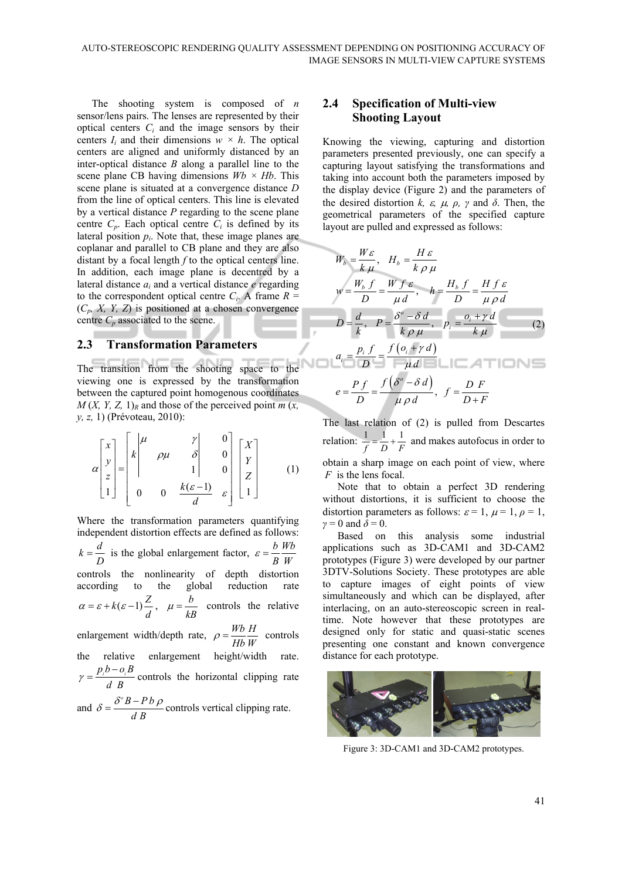The shooting system is composed of $n$ sensor/lens pairs. The lenses are represented by their optical centers $C_i$ and the image sensors by their centers $I_i$ and their dimensions $w \times h$. The optical centers are aligned and uniformly distanced by an inter-optical distance $B$ along a parallel line to the scene plane CB having dimensions $Wb \times Hb$. This scene plane is situated at a convergence distance $D$ from the line of optical centers. This line is elevated by a vertical distance $P$ regarding to the scene plane centre $C_p$. Each optical centre $C_i$ is defined by its lateral position $p_i$. Note that, these image planes are coplanar and parallel to CB plane and they are also distant by a focal length $f$ to the optical centers line. In addition, each image plane is decentred by a lateral distance $a_i$ and a vertical distance $e$ regarding to the correspondent optical centre $C_i$. A frame $R = (C_p, X, Y, Z)$ is positioned at a chosen convergence centre $C_p$ associated to the scene.

## 2.3 Transformation Parameters

The transition from the shooting space to the viewing one is expressed by the transformation between the captured point homogenous coordinates $M(X, Y, Z, 1)_R$ and those of the perceived point $m(x, y, z, 1)$ (Prévoteau, 2010):

$$\alpha \begin{bmatrix} x \\ y \\ z \\ 1 \end{bmatrix} = \begin{bmatrix} k \begin{vmatrix} \mu & & \gamma \\ & \rho\mu & \delta \\ & & 1 \end{vmatrix} & \begin{matrix} 0 \\ 0 \\ 0 \end{matrix} \\ \begin{matrix} 0 & 0 & \frac{k(\varepsilon-1)}{d} \end{matrix} & \varepsilon \end{bmatrix} \begin{bmatrix} X \\ Y \\ Z \\ 1 \end{bmatrix} \tag{1}$$

Where the transformation parameters quantifying independent distortion effects are defined as follows: $k = \frac{d}{D}$ is the global enlargement factor, $\varepsilon = \frac{b}{B}\frac{Wb}{W}$ controls the nonlinearity of depth distortion according to the global reduction rate $\alpha = \varepsilon + k(\varepsilon - 1)\frac{Z}{d}$, $\mu = \frac{b}{kB}$ controls the relative enlargement width/depth rate, $\rho = \frac{Wb}{Hb}\frac{H}{W}$ controls the relative enlargement height/width rate. $\gamma = \frac{p_i b - o_i B}{d\ B}$ controls the horizontal clipping rate and $\delta = \frac{\delta^o B - P b \rho}{d\ B}$ controls vertical clipping rate.

## 2.4 Specification of Multi-view Shooting Layout

Knowing the viewing, capturing and distortion parameters presented previously, one can specify a capturing layout satisfying the transformations and taking into account both the parameters imposed by the display device (Figure 2) and the parameters of the desired distortion $k$, $\varepsilon$, $\mu$, $\rho$, $\gamma$ and $\delta$. Then, the geometrical parameters of the specified capture layout are pulled and expressed as follows:

$$\begin{aligned}
&W_b = \frac{W\varepsilon}{k\,\mu}, \quad H_b = \frac{H\,\varepsilon}{k\,\rho\,\mu} \\
&w = \frac{W_b\, f}{D} = \frac{W\, f\, \varepsilon}{\mu\, d}, \quad h = \frac{H_b\, f}{D} = \frac{H\, f\, \varepsilon}{\mu\,\rho\, d} \\
&D = \frac{d}{k}, \quad P = \frac{\delta^o - \delta\, d}{k\,\rho\,\mu}, \quad p_i = \frac{o_i + \gamma\, d}{k\,\mu} \\
&a_i = \frac{p_i\, f}{D} = \frac{f\left(o_i + \gamma\, d\right)}{\mu\, d} \\
&e = \frac{P\, f}{D} = \frac{f\left(\delta^o - \delta\, d\right)}{\mu\,\rho\, d}, \quad f = \frac{D\, F}{D + F}
\end{aligned} \tag{2}$$

The last relation of (2) is pulled from Descartes relation: $\frac{1}{f} = \frac{1}{D} + \frac{1}{F}$ and makes autofocus in order to obtain a sharp image on each point of view, where $F$ is the lens focal.

Note that to obtain a perfect 3D rendering without distortions, it is sufficient to choose the distortion parameters as follows: $\varepsilon = 1$, $\mu = 1$, $\rho = 1$, $\gamma = 0$ and $\delta = 0$.

Based on this analysis some industrial applications such as 3D-CAM1 and 3D-CAM2 prototypes (Figure 3) were developed by our partner 3DTV-Solutions Society. These prototypes are able to capture images of eight points of view simultaneously and which can be displayed, after interlacing, on an auto-stereoscopic screen in real-time. Note however that these prototypes are designed only for static and quasi-static scenes presenting one constant and known convergence distance for each prototype.

Figure 3: 3D-CAM1 and 3D-CAM2 prototypes.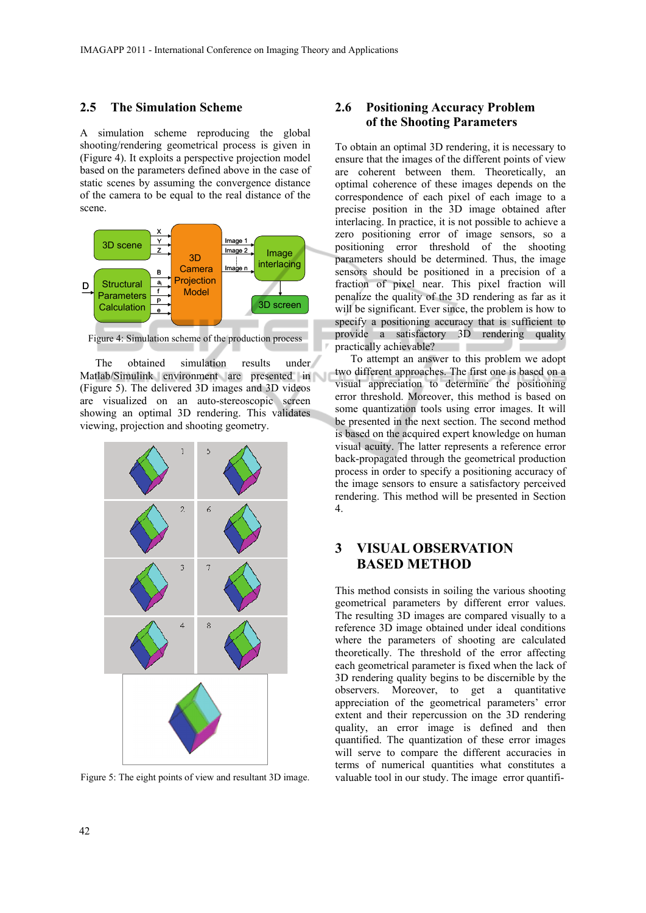## 2.5 The Simulation Scheme

A simulation scheme reproducing the global shooting/rendering geometrical process is given in (Figure 4). It exploits a perspective projection model based on the parameters defined above in the case of static scenes by assuming the convergence distance of the camera to be equal to the real distance of the scene.

Figure 4: Simulation scheme of the production process

The obtained simulation results under Matlab/Simulink environment are presented in (Figure 5). The delivered 3D images and 3D videos are visualized on an auto-stereoscopic screen showing an optimal 3D rendering. This validates viewing, projection and shooting geometry.

Figure 5: The eight points of view and resultant 3D image.

## 2.6 Positioning Accuracy Problem of the Shooting Parameters

To obtain an optimal 3D rendering, it is necessary to ensure that the images of the different points of view are coherent between them. Theoretically, an optimal coherence of these images depends on the correspondence of each pixel of each image to a precise position in the 3D image obtained after interlacing. In practice, it is not possible to achieve a zero positioning error of image sensors, so a positioning error threshold of the shooting parameters should be determined. Thus, the image sensors should be positioned in a precision of a fraction of pixel near. This pixel fraction will penalize the quality of the 3D rendering as far as it will be significant. Ever since, the problem is how to specify a positioning accuracy that is sufficient to provide a satisfactory 3D rendering quality practically achievable?

To attempt an answer to this problem we adopt two different approaches. The first one is based on a visual appreciation to determine the positioning error threshold. Moreover, this method is based on some quantization tools using error images. It will be presented in the next section. The second method is based on the acquired expert knowledge on human visual acuity. The latter represents a reference error back-propagated through the geometrical production process in order to specify a positioning accuracy of the image sensors to ensure a satisfactory perceived rendering. This method will be presented in Section 4.

# 3 VISUAL OBSERVATION BASED METHOD

This method consists in soiling the various shooting geometrical parameters by different error values. The resulting 3D images are compared visually to a reference 3D image obtained under ideal conditions where the parameters of shooting are calculated theoretically. The threshold of the error affecting each geometrical parameter is fixed when the lack of 3D rendering quality begins to be discernible by the observers. Moreover, to get a quantitative appreciation of the geometrical parameters' error extent and their repercussion on the 3D rendering quality, an error image is defined and then quantified. The quantization of these error images will serve to compare the different accuracies in terms of numerical quantities what constitutes a valuable tool in our study. The image error quantifi-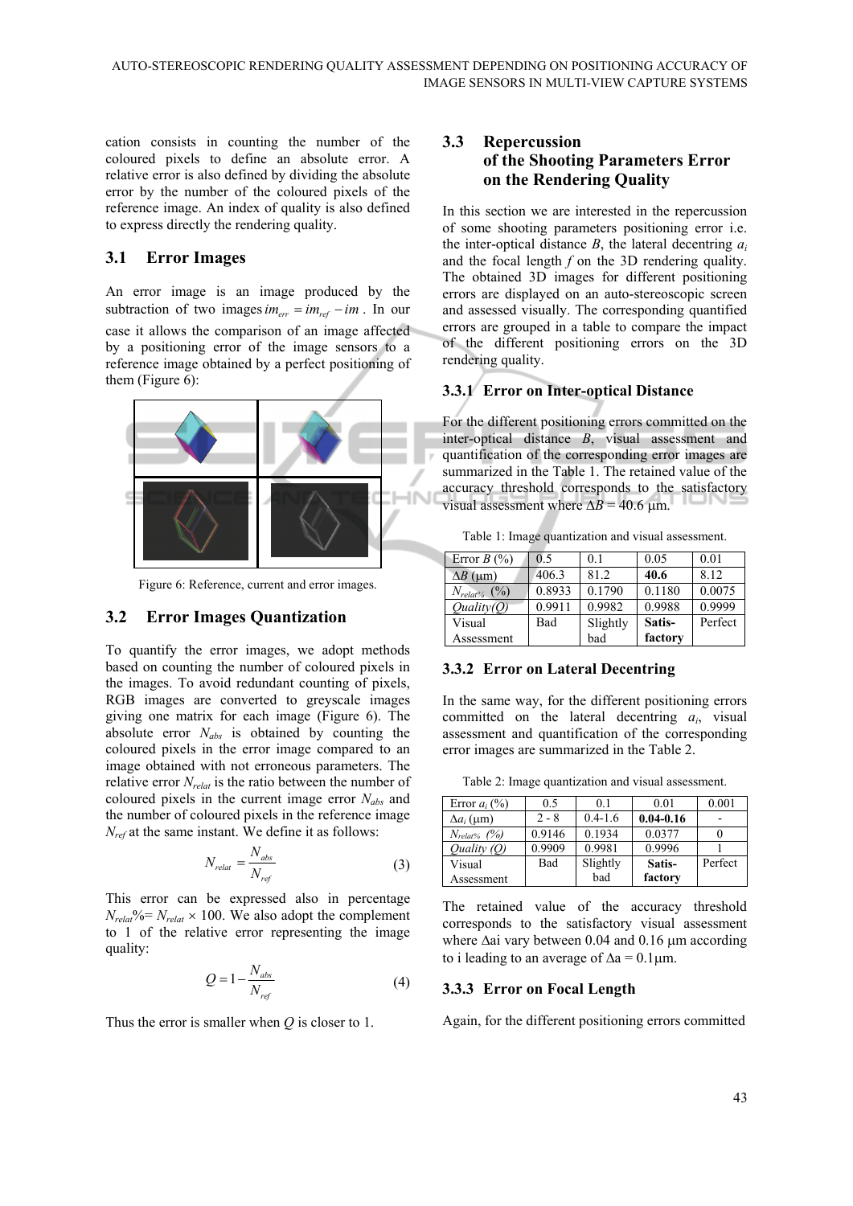cation consists in counting the number of the coloured pixels to define an absolute error. A relative error is also defined by dividing the absolute error by the number of the coloured pixels of the reference image. An index of quality is also defined to express directly the rendering quality.

## 3.1 Error Images

An error image is an image produced by the subtraction of two images $im_{err} = im_{ref} - im$. In our case it allows the comparison of an image affected by a positioning error of the image sensors to a reference image obtained by a perfect positioning of them (Figure 6):

Figure 6: Reference, current and error images.

## 3.2 Error Images Quantization

To quantify the error images, we adopt methods based on counting the number of coloured pixels in the images. To avoid redundant counting of pixels, RGB images are converted to greyscale images giving one matrix for each image (Figure 6). The absolute error $N_{abs}$ is obtained by counting the coloured pixels in the error image compared to an image obtained with not erroneous parameters. The relative error $N_{relat}$ is the ratio between the number of coloured pixels in the current image error $N_{abs}$ and the number of coloured pixels in the reference image $N_{ref}$ at the same instant. We define it as follows:

$$N_{relat} = \frac{N_{abs}}{N_{ref}} \tag{3}$$

This error can be expressed also in percentage $N_{relat}\% = N_{relat} \times 100$. We also adopt the complement to 1 of the relative error representing the image quality:

$$Q = 1 - \frac{N_{abs}}{N_{ref}} \tag{4}$$

Thus the error is smaller when $Q$ is closer to 1.

## 3.3 Repercussion of the Shooting Parameters Error on the Rendering Quality

In this section we are interested in the repercussion of some shooting parameters positioning error i.e. the inter-optical distance $B$, the lateral decentring $a_i$ and the focal length $f$ on the 3D rendering quality. The obtained 3D images for different positioning errors are displayed on an auto-stereoscopic screen and assessed visually. The corresponding quantified errors are grouped in a table to compare the impact of the different positioning errors on the 3D rendering quality.

### 3.3.1 Error on Inter-optical Distance

For the different positioning errors committed on the inter-optical distance $B$, visual assessment and quantification of the corresponding error images are summarized in the Table 1. The retained value of the accuracy threshold corresponds to the satisfactory visual assessment where $\Delta B = 40.6$ µm.

Table 1: Image quantization and visual assessment.

| Error $B$ (%) | 0.5 | 0.1 | 0.05 | 0.01 |
|---|---|---|---|---|
| $\Delta B$ (µm) | 406.3 | 81.2 | **40.6** | 8.12 |
| $N_{relat\%}$ (%) | 0.8933 | 0.1790 | 0.1180 | 0.0075 |
| *Quality(Q)* | 0.9911 | 0.9982 | 0.9988 | 0.9999 |
| Visual Assessment | Bad | Slightly bad | **Satis-factory** | Perfect |

### 3.3.2 Error on Lateral Decentring

In the same way, for the different positioning errors committed on the lateral decentring $a_i$, visual assessment and quantification of the corresponding error images are summarized in the Table 2.

Table 2: Image quantization and visual assessment.

| Error $a_i$ (%) | 0.5 | 0.1 | 0.01 | 0.001 |
|---|---|---|---|---|
| $\Delta a_i$ (µm) | 2 - 8 | 0.4-1.6 | **0.04-0.16** | - |
| $N_{relat\%}$ *(%)* | 0.9146 | 0.1934 | 0.0377 | 0 |
| *Quality (Q)* | 0.9909 | 0.9981 | 0.9996 | 1 |
| Visual Assessment | Bad | Slightly bad | **Satis-factory** | Perfect |

The retained value of the accuracy threshold corresponds to the satisfactory visual assessment where Δai vary between 0.04 and 0.16 µm according to i leading to an average of $\Delta a = 0.1$µm.

### 3.3.3 Error on Focal Length

Again, for the different positioning errors committed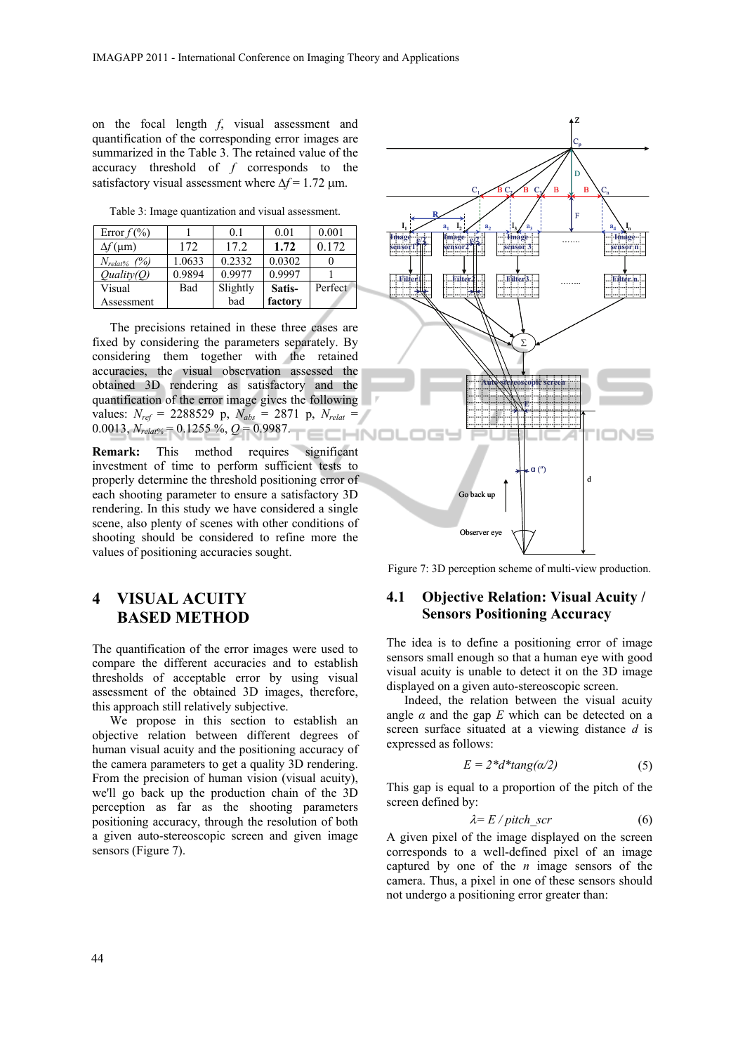on the focal length *f*, visual assessment and quantification of the corresponding error images are summarized in the Table 3. The retained value of the accuracy threshold of *f* corresponds to the satisfactory visual assessment where $\Delta f = 1.72$ µm.

Table 3: Image quantization and visual assessment.

| Error *f* (%) | 1 | 0.1 | 0.01 | 0.001 |
|---|---|---|---|---|
| $\Delta f$ (µm) | 172 | 17.2 | **1.72** | 0.172 |
| $N_{relat\%}$ (%) | 1.0633 | 0.2332 | 0.0302 | 0 |
| *Quality(Q)* | 0.9894 | 0.9977 | 0.9997 | 1 |
| Visual Assessment | Bad | Slightly bad | **Satis-factory** | Perfect |

The precisions retained in these three cases are fixed by considering the parameters separately. By considering them together with the retained accuracies, the visual observation assessed the obtained 3D rendering as satisfactory and the quantification of the error image gives the following values: $N_{ref}$ = 2288529 p, $N_{abs}$ = 2871 p, $N_{relat}$ = 0.0013, $N_{relat\%}$ = 0.1255 %, $Q$ = 0.9987.

**Remark:** This method requires significant investment of time to perform sufficient tests to properly determine the threshold positioning error of each shooting parameter to ensure a satisfactory 3D rendering. In this study we have considered a single scene, also plenty of scenes with other conditions of shooting should be considered to refine more the values of positioning accuracies sought.

## 4 VISUAL ACUITY BASED METHOD

The quantification of the error images were used to compare the different accuracies and to establish thresholds of acceptable error by using visual assessment of the obtained 3D images, therefore, this approach still relatively subjective.

We propose in this section to establish an objective relation between different degrees of human visual acuity and the positioning accuracy of the camera parameters to get a quality 3D rendering. From the precision of human vision (visual acuity), we'll go back up the production chain of the 3D perception as far as the shooting parameters positioning accuracy, through the resolution of both a given auto-stereoscopic screen and given image sensors (Figure 7).

Figure 7: 3D perception scheme of multi-view production.

### 4.1 Objective Relation: Visual Acuity / Sensors Positioning Accuracy

The idea is to define a positioning error of image sensors small enough so that a human eye with good visual acuity is unable to detect it on the 3D image displayed on a given auto-stereoscopic screen.

Indeed, the relation between the visual acuity angle $\alpha$ and the gap $E$ which can be detected on a screen surface situated at a viewing distance $d$ is expressed as follows:

$$E = 2*d*tang(\alpha/2) \tag{5}$$

This gap is equal to a proportion of the pitch of the screen defined by:

$$\lambda = E / pitch\_scr \tag{6}$$

A given pixel of the image displayed on the screen corresponds to a well-defined pixel of an image captured by one of the *n* image sensors of the camera. Thus, a pixel in one of these sensors should not undergo a positioning error greater than: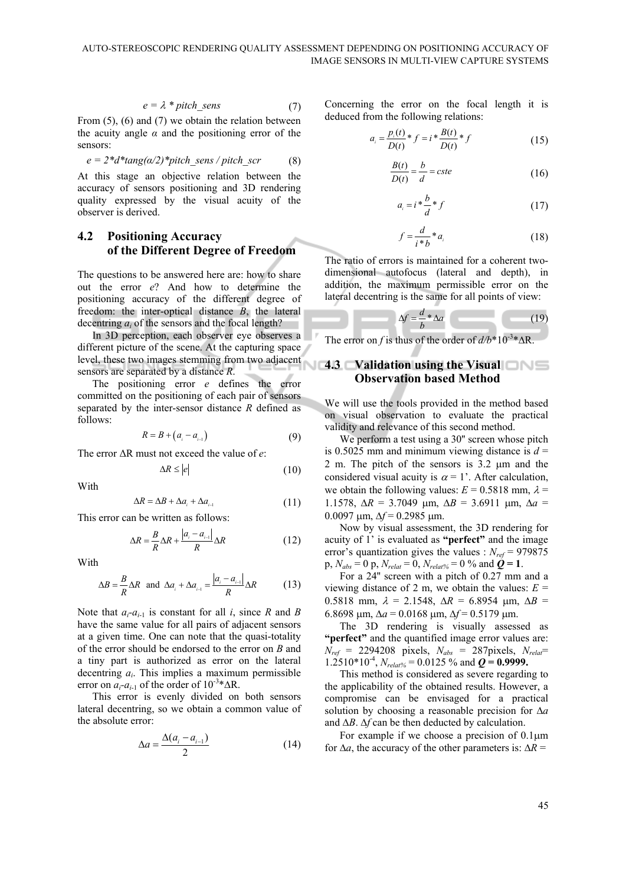$$e = \lambda * pitch\_sens \tag{7}$$

From (5), (6) and (7) we obtain the relation between the acuity angle $\alpha$ and the positioning error of the sensors:

$$e = 2*d*tang(\alpha/2)*pitch\_sens / pitch\_scr \tag{8}$$

At this stage an objective relation between the accuracy of sensors positioning and 3D rendering quality expressed by the visual acuity of the observer is derived.

### 4.2 Positioning Accuracy of the Different Degree of Freedom

The questions to be answered here are: how to share out the error $e$? And how to determine the positioning accuracy of the different degree of freedom: the inter-optical distance $B$, the lateral decentring $a_i$ of the sensors and the focal length?

In 3D perception, each observer eye observes a different picture of the scene. At the capturing space level, these two images stemming from two adjacent sensors are separated by a distance $R$.

The positioning error $e$ defines the error committed on the positioning of each pair of sensors separated by the inter-sensor distance $R$ defined as follows:

$$R = B + (a_i - a_{i-1}) \tag{9}$$

The error $\Delta R$ must not exceed the value of $e$:

$$\Delta R \le |e| \tag{10}$$

With

$$\Delta R = \Delta B + \Delta a_i + \Delta a_{i-1} \tag{11}$$

This error can be written as follows:

$$\Delta R = \frac{B}{R}\Delta R + \frac{|a_i - a_{i-1}|}{R}\Delta R \tag{12}$$

With

$$\Delta B = \frac{B}{R}\Delta R \quad \text{and} \quad \Delta a_i + \Delta a_{i-1} = \frac{|a_i - a_{i-1}|}{R}\Delta R \tag{13}$$

Note that $a_i$-$a_{i-1}$ is constant for all $i$, since $R$ and $B$ have the same value for all pairs of adjacent sensors at a given time. One can note that the quasi-totality of the error should be endorsed to the error on $B$ and a tiny part is authorized as error on the lateral decentring $a_i$. This implies a maximum permissible error on $a_i$-$a_{i-1}$ of the order of $10^{-3}$*ΔR.

This error is evenly divided on both sensors lateral decentring, so we obtain a common value of the absolute error:

$$\Delta a = \frac{\Delta(a_i - a_{i-1})}{2} \tag{14}$$

Concerning the error on the focal length it is deduced from the following relations:

$$a_i = \frac{p_i(t)}{D(t)} * f = i * \frac{B(t)}{D(t)} * f \tag{15}$$

$$\frac{B(t)}{D(t)} = \frac{b}{d} = cste \tag{16}$$

$$a_i = i * \frac{b}{d} * f \tag{17}$$

$$f = \frac{d}{i*b} * a_i \tag{18}$$

The ratio of errors is maintained for a coherent two-dimensional autofocus (lateral and depth), in addition, the maximum permissible error on the lateral decentring is the same for all points of view:

$$\Delta f = \frac{d}{b} * \Delta a \tag{19}$$

The error on $f$ is thus of the order of $d/b$*$10^{-3}$*ΔR.

### 4.3 Validation using the Visual Observation based Method

We will use the tools provided in the method based on visual observation to evaluate the practical validity and relevance of this second method.

We perform a test using a 30'' screen whose pitch is 0.5025 mm and minimum viewing distance is $d$ = 2 m. The pitch of the sensors is 3.2 μm and the considered visual acuity is $\alpha$ = 1'. After calculation, we obtain the following values: $E$ = 0.5818 mm, $\lambda$ = 1.1578, ΔR = 3.7049 μm, ΔB = 3.6911 μm, Δa = 0.0097 μm, Δf = 0.2985 μm.

Now by visual assessment, the 3D rendering for acuity of 1' is evaluated as **"perfect"** and the image error's quantization gives the values : $N_{ref}$ = 979875 p, $N_{abs}$ = 0 p, $N_{relat}$ = 0, $N_{relat\%}$ = 0 % and ***Q* = 1**.

For a 24'' screen with a pitch of 0.27 mm and a viewing distance of 2 m, we obtain the values: $E$ = 0.5818 mm, $\lambda$ = 2.1548, ΔR = 6.8954 μm, ΔB = 6.8698 μm, Δa = 0.0168 μm, Δf = 0.5179 μm.

The 3D rendering is visually assessed as **"perfect"** and the quantified image error values are: $N_{ref}$ = 2294208 pixels, $N_{abs}$ = 287pixels, $N_{relat}$= 1.2510*$10^{-4}$, $N_{relat\%}$ = 0.0125 % and ***Q* = 0.9999.**

This method is considered as severe regarding to the applicability of the obtained results. However, a compromise can be envisaged for a practical solution by choosing a reasonable precision for Δa and ΔB. Δf can be then deducted by calculation.

For example if we choose a precision of 0.1μm for Δa, the accuracy of the other parameters is: ΔR =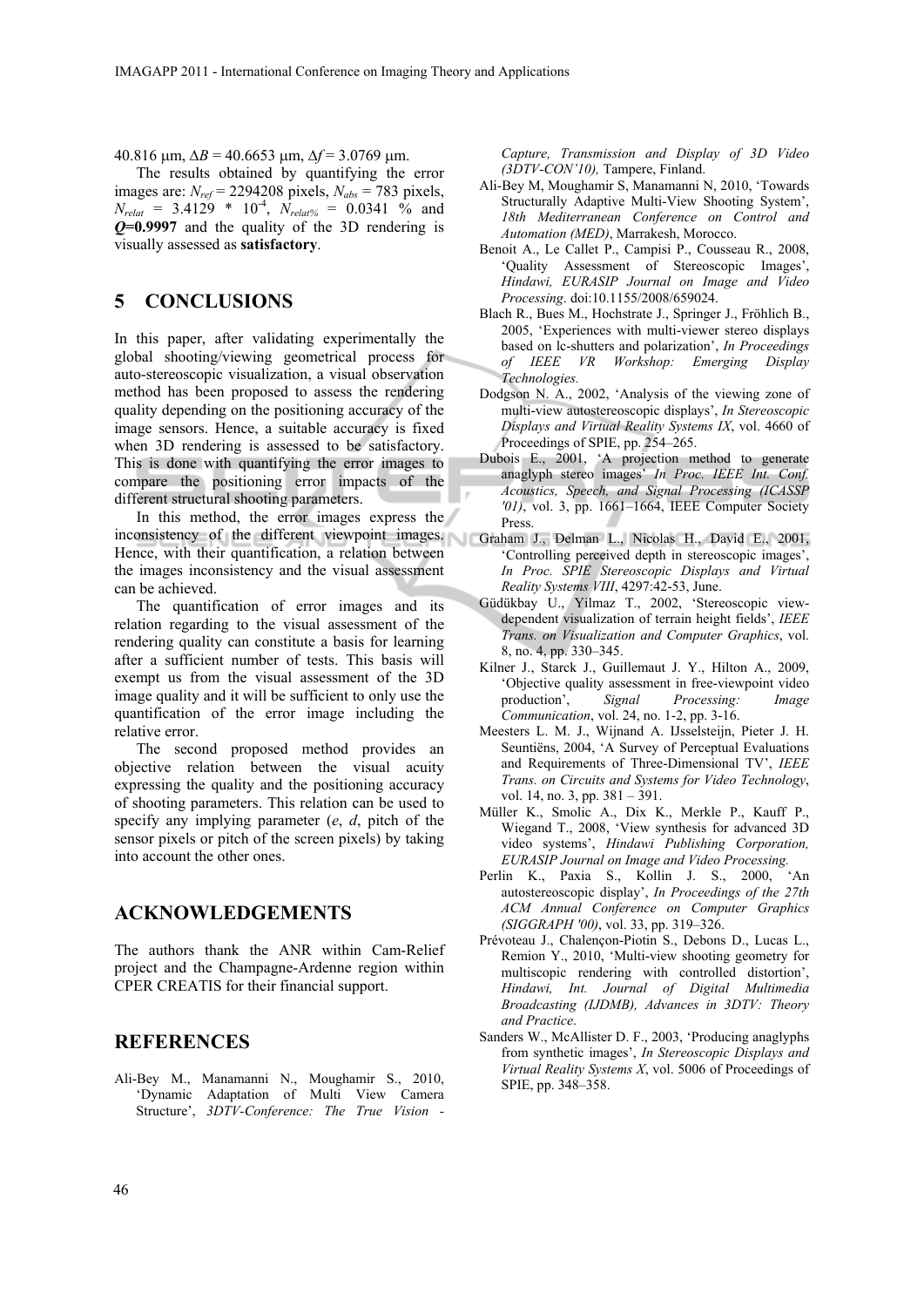40.816 μm, $\Delta B$ = 40.6653 μm, $\Delta f$ = 3.0769 μm.

The results obtained by quantifying the error images are: $N_{ref}$ = 2294208 pixels, $N_{abs}$ = 783 pixels, $N_{relat}$ = 3.4129 * $10^{-4}$, $N_{relat\%}$ = 0.0341 % and ***Q*=0.9997** and the quality of the 3D rendering is visually assessed as **satisfactory**.

## 5 CONCLUSIONS

In this paper, after validating experimentally the global shooting/viewing geometrical process for auto-stereoscopic visualization, a visual observation method has been proposed to assess the rendering quality depending on the positioning accuracy of the image sensors. Hence, a suitable accuracy is fixed when 3D rendering is assessed to be satisfactory. This is done with quantifying the error images to compare the positioning error impacts of the different structural shooting parameters.

In this method, the error images express the inconsistency of the different viewpoint images. Hence, with their quantification, a relation between the images inconsistency and the visual assessment can be achieved.

The quantification of error images and its relation regarding to the visual assessment of the rendering quality can constitute a basis for learning after a sufficient number of tests. This basis will exempt us from the visual assessment of the 3D image quality and it will be sufficient to only use the quantification of the error image including the relative error.

The second proposed method provides an objective relation between the visual acuity expressing the quality and the positioning accuracy of shooting parameters. This relation can be used to specify any implying parameter (*e*, *d*, pitch of the sensor pixels or pitch of the screen pixels) by taking into account the other ones.

## ACKNOWLEDGEMENTS

The authors thank the ANR within Cam-Relief project and the Champagne-Ardenne region within CPER CREATIS for their financial support.

## REFERENCES

Ali-Bey M., Manamanni N., Moughamir S., 2010, 'Dynamic Adaptation of Multi View Camera Structure', *3DTV-Conference: The True Vision - Capture, Transmission and Display of 3D Video (3DTV-CON'10),* Tampere, Finland.

Ali-Bey M, Moughamir S, Manamanni N, 2010, 'Towards Structurally Adaptive Multi-View Shooting System', *18th Mediterranean Conference on Control and Automation (MED)*, Marrakesh, Morocco.

Benoit A., Le Callet P., Campisi P., Cousseau R., 2008, 'Quality Assessment of Stereoscopic Images', *Hindawi, EURASIP Journal on Image and Video Processing*. doi:10.1155/2008/659024.

Blach R., Bues M., Hochstrate J., Springer J., Fröhlich B., 2005, 'Experiences with multi-viewer stereo displays based on lc-shutters and polarization', *In Proceedings of IEEE VR Workshop: Emerging Display Technologies.*

Dodgson N. A., 2002, 'Analysis of the viewing zone of multi-view autostereoscopic displays', *In Stereoscopic Displays and Virtual Reality Systems IX*, vol. 4660 of Proceedings of SPIE, pp. 254–265.

Dubois E., 2001, 'A projection method to generate anaglyph stereo images' *In Proc. IEEE Int. Conf. Acoustics, Speech, and Signal Processing (ICASSP '01)*, vol. 3, pp. 1661–1664, IEEE Computer Society Press.

Graham J., Delman L., Nicolas H., David E., 2001, 'Controlling perceived depth in stereoscopic images', *In Proc. SPIE Stereoscopic Displays and Virtual Reality Systems VIII*, 4297:42-53, June.

Güdükbay U., Yilmaz T., 2002, 'Stereoscopic view-dependent visualization of terrain height fields', *IEEE Trans. on Visualization and Computer Graphics*, vol. 8, no. 4, pp. 330–345.

Kilner J., Starck J., Guillemaut J. Y., Hilton A., 2009, 'Objective quality assessment in free-viewpoint video production', *Signal Processing: Image Communication*, vol. 24, no. 1-2, pp. 3-16.

Meesters L. M. J., Wijnand A. IJsselsteijn, Pieter J. H. Seuntiëns, 2004, 'A Survey of Perceptual Evaluations and Requirements of Three-Dimensional TV', *IEEE Trans. on Circuits and Systems for Video Technology*, vol. 14, no. 3, pp. 381 – 391.

Müller K., Smolic A., Dix K., Merkle P., Kauff P., Wiegand T., 2008, 'View synthesis for advanced 3D video systems', *Hindawi Publishing Corporation, EURASIP Journal on Image and Video Processing.*

Perlin K., Paxia S., Kollin J. S., 2000, 'An autostereoscopic display', *In Proceedings of the 27th ACM Annual Conference on Computer Graphics (SIGGRAPH '00)*, vol. 33, pp. 319–326.

Prévoteau J., Chalençon-Piotin S., Debons D., Lucas L., Remion Y., 2010, 'Multi-view shooting geometry for multiscopic rendering with controlled distortion', *Hindawi, Int. Journal of Digital Multimedia Broadcasting (IJDMB), Advances in 3DTV: Theory and Practice*.

Sanders W., McAllister D. F., 2003, 'Producing anaglyphs from synthetic images', *In Stereoscopic Displays and Virtual Reality Systems X*, vol. 5006 of Proceedings of SPIE, pp. 348–358.